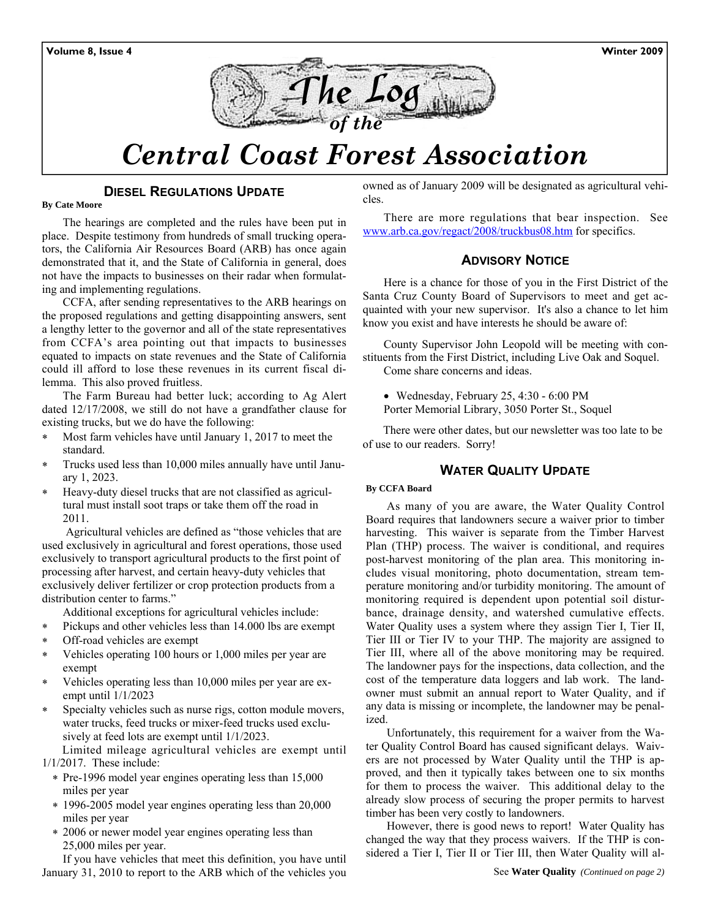# The Log of the Central Coast Forest Association

## Diesel Regulations Update

**By Cate Moore**

The hearings are completed and the rules have been put in place. Despite testimony from hundreds of small trucking operators, the California Air Resources Board (ARB) has once again demonstrated that it, and the State of California in general, does not have the impacts to businesses on their radar when formulating and implementing regulations.

CCFA, after sending representatives to the ARB hearings on the proposed regulations and getting disappointing answers, sent a lengthy letter to the governor and all of the state representatives from CCFA's area pointing out that impacts to businesses equated to impacts on state revenues and the State of California could ill afford to lose these revenues in its current fiscal dilemma. This also proved fruitless.

The Farm Bureau had better luck; according to Ag Alert dated 12/17/2008, we still do not have a grandfather clause for existing trucks, but we do have the following:

- Most farm vehicles have until January 1, 2017 to meet the standard.
- Trucks used less than 10,000 miles annually have until January 1, 2023.
- Heavy-duty diesel trucks that are not classified as agricultural must install soot traps or take them off the road in 2011.

Agricultural vehicles are defined as "those vehicles that are used exclusively in agricultural and forest operations, those used exclusively to transport agricultural products to the first point of processing after harvest, and certain heavy-duty vehicles that exclusively deliver fertilizer or crop protection products from a distribution center to farms."

Additional exceptions for agricultural vehicles include:

- Pickups and other vehicles less than 14.000 lbs are exempt
- Off-road vehicles are exempt
- Vehicles operating 100 hours or 1,000 miles per year are exempt
- Vehicles operating less than 10,000 miles per year are exempt until 1/1/2023
- Specialty vehicles such as nurse rigs, cotton module movers, water trucks, feed trucks or mixer-feed trucks used exclusively at feed lots are exempt until 1/1/2023.

Limited mileage agricultural vehicles are exempt until 1/1/2017. These include:

- Pre-1996 model year engines operating less than 15,000 miles per year
- 1996-2005 model year engines operating less than 20,000 miles per year
- 2006 or newer model year engines operating less than 25,000 miles per year.

If you have vehicles that meet this definition, you have until January 31, 2010 to report to the ARB which of the vehicles you owned as of January 2009 will be designated as agricultural vehicles.

There are more regulations that bear inspection. See www.arb.ca.gov/regact/2008/truckbus08.htm for specifics.

## Advisory Notice

Here is a chance for those of you in the First District of the Santa Cruz County Board of Supervisors to meet and get acquainted with your new supervisor. It's also a chance to let him know you exist and have interests he should be aware of:

County Supervisor John Leopold will be meeting with constituents from the First District, including Live Oak and Soquel. Come share concerns and ideas.

- Wednesday, February 25, 4:30 - 6:00 PM
  Porter Memorial Library, 3050 Porter St., Soquel

There were other dates, but our newsletter was too late to be of use to our readers. Sorry!

## Water Quality Update

**By CCFA Board**

As many of you are aware, the Water Quality Control Board requires that landowners secure a waiver prior to timber harvesting. This waiver is separate from the Timber Harvest Plan (THP) process. The waiver is conditional, and requires post-harvest monitoring of the plan area. This monitoring includes visual monitoring, photo documentation, stream temperature monitoring and/or turbidity monitoring. The amount of monitoring required is dependent upon potential soil disturbance, drainage density, and watershed cumulative effects. Water Quality uses a system where they assign Tier I, Tier II, Tier III or Tier IV to your THP. The majority are assigned to Tier III, where all of the above monitoring may be required. The landowner pays for the inspections, data collection, and the cost of the temperature data loggers and lab work. The landowner must submit an annual report to Water Quality, and if any data is missing or incomplete, the landowner may be penalized.

Unfortunately, this requirement for a waiver from the Water Quality Control Board has caused significant delays. Waivers are not processed by Water Quality until the THP is approved, and then it typically takes between one to six months for them to process the waiver. This additional delay to the already slow process of securing the proper permits to harvest timber has been very costly to landowners.

However, there is good news to report! Water Quality has changed the way that they process waivers. If the THP is considered a Tier I, Tier II or Tier III, then Water Quality will al-

See **Water Quality** *(Continued on page 2)*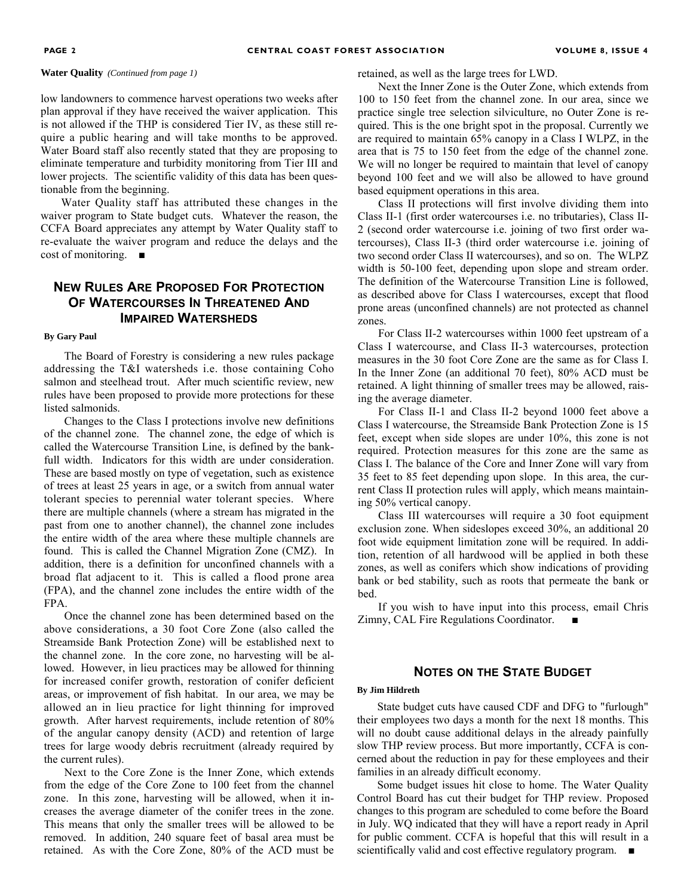**Water Quality** *(Continued from page 1)*

low landowners to commence harvest operations two weeks after plan approval if they have received the waiver application. This is not allowed if the THP is considered Tier IV, as these still require a public hearing and will take months to be approved. Water Board staff also recently stated that they are proposing to eliminate temperature and turbidity monitoring from Tier III and lower projects. The scientific validity of this data has been questionable from the beginning.

Water Quality staff has attributed these changes in the waiver program to State budget cuts. Whatever the reason, the CCFA Board appreciates any attempt by Water Quality staff to re-evaluate the waiver program and reduce the delays and the cost of monitoring. ■

## New Rules Are Proposed For Protection Of Watercourses In Threatened And Impaired Watersheds

**By Gary Paul**

The Board of Forestry is considering a new rules package addressing the T&I watersheds i.e. those containing Coho salmon and steelhead trout. After much scientific review, new rules have been proposed to provide more protections for these listed salmonids.

Changes to the Class I protections involve new definitions of the channel zone. The channel zone, the edge of which is called the Watercourse Transition Line, is defined by the bankfull width. Indicators for this width are under consideration. These are based mostly on type of vegetation, such as existence of trees at least 25 years in age, or a switch from annual water tolerant species to perennial water tolerant species. Where there are multiple channels (where a stream has migrated in the past from one to another channel), the channel zone includes the entire width of the area where these multiple channels are found. This is called the Channel Migration Zone (CMZ). In addition, there is a definition for unconfined channels with a broad flat adjacent to it. This is called a flood prone area (FPA), and the channel zone includes the entire width of the FPA.

Once the channel zone has been determined based on the above considerations, a 30 foot Core Zone (also called the Streamside Bank Protection Zone) will be established next to the channel zone. In the core zone, no harvesting will be allowed. However, in lieu practices may be allowed for thinning for increased conifer growth, restoration of conifer deficient areas, or improvement of fish habitat. In our area, we may be allowed an in lieu practice for light thinning for improved growth. After harvest requirements, include retention of 80% of the angular canopy density (ACD) and retention of large trees for large woody debris recruitment (already required by the current rules).

Next to the Core Zone is the Inner Zone, which extends from the edge of the Core Zone to 100 feet from the channel zone. In this zone, harvesting will be allowed, when it increases the average diameter of the conifer trees in the zone. This means that only the smaller trees will be allowed to be removed. In addition, 240 square feet of basal area must be retained. As with the Core Zone, 80% of the ACD must be retained, as well as the large trees for LWD.

Next the Inner Zone is the Outer Zone, which extends from 100 to 150 feet from the channel zone. In our area, since we practice single tree selection silviculture, no Outer Zone is required. This is the one bright spot in the proposal. Currently we are required to maintain 65% canopy in a Class I WLPZ, in the area that is 75 to 150 feet from the edge of the channel zone. We will no longer be required to maintain that level of canopy beyond 100 feet and we will also be allowed to have ground based equipment operations in this area.

Class II protections will first involve dividing them into Class II-1 (first order watercourses i.e. no tributaries), Class II-2 (second order watercourse i.e. joining of two first order watercourses), Class II-3 (third order watercourse i.e. joining of two second order Class II watercourses), and so on. The WLPZ width is 50-100 feet, depending upon slope and stream order. The definition of the Watercourse Transition Line is followed, as described above for Class I watercourses, except that flood prone areas (unconfined channels) are not protected as channel zones.

For Class II-2 watercourses within 1000 feet upstream of a Class I watercourse, and Class II-3 watercourses, protection measures in the 30 foot Core Zone are the same as for Class I. In the Inner Zone (an additional 70 feet), 80% ACD must be retained. A light thinning of smaller trees may be allowed, raising the average diameter.

For Class II-1 and Class II-2 beyond 1000 feet above a Class I watercourse, the Streamside Bank Protection Zone is 15 feet, except when side slopes are under 10%, this zone is not required. Protection measures for this zone are the same as Class I. The balance of the Core and Inner Zone will vary from 35 feet to 85 feet depending upon slope. In this area, the current Class II protection rules will apply, which means maintaining 50% vertical canopy.

Class III watercourses will require a 30 foot equipment exclusion zone. When sideslopes exceed 30%, an additional 20 foot wide equipment limitation zone will be required. In addition, retention of all hardwood will be applied in both these zones, as well as conifers which show indications of providing bank or bed stability, such as roots that permeate the bank or bed.

If you wish to have input into this process, email Chris Zimny, CAL Fire Regulations Coordinator. ■

## Notes on the State Budget

**By Jim Hildreth**

State budget cuts have caused CDF and DFG to "furlough" their employees two days a month for the next 18 months. This will no doubt cause additional delays in the already painfully slow THP review process. But more importantly, CCFA is concerned about the reduction in pay for these employees and their families in an already difficult economy.

Some budget issues hit close to home. The Water Quality Control Board has cut their budget for THP review. Proposed changes to this program are scheduled to come before the Board in July. WQ indicated that they will have a report ready in April for public comment. CCFA is hopeful that this will result in a scientifically valid and cost effective regulatory program. ■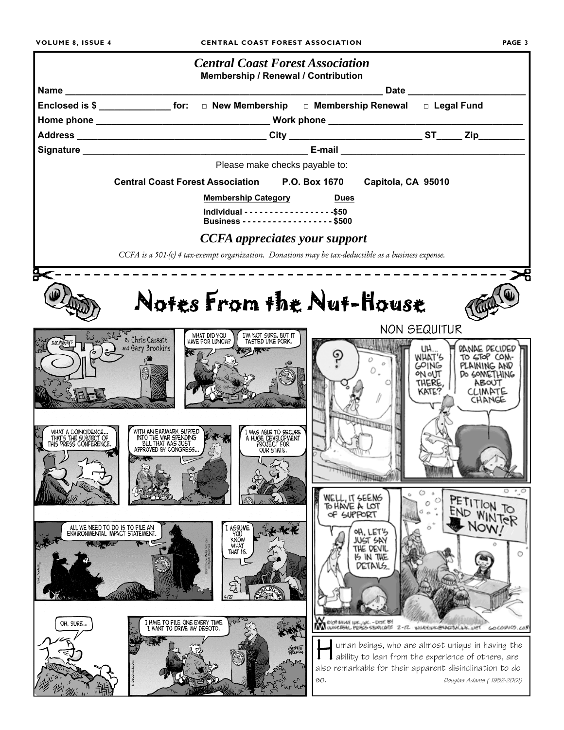# Central Coast Forest Association

**Membership / Renewal / Contribution**

**Name** ______________________________________________ **Date** ____________________

**Enclosed is $** _____________ **for:** □ **New Membership** □ **Membership Renewal** □ **Legal Fund**

**Home phone** ____________________________ **Work phone** ______________________________

**Address** ______________________________ **City** ____________________ **ST**_____ **Zip**________

**Signature** ____________________________________ **E-mail** ____________________________

Please make checks payable to:

**Central Coast Forest Association P.O. Box 1670 Capitola, CA 95010**

| Membership Category | Dues |
|---|---|
| Individual | $50 |
| Business | $500 |

***CCFA appreciates your support***

*CCFA is a 501-(c) 4 tax-exempt organization. Donations may be tax-deductible as a business expense.*

# Notes From the Nut-House

NON SEQUITUR

Human beings, who are almost unique in having the ability to lean from the experience of others, are also remarkable for their apparent disinclination to do so.

*Douglas Adams ( 1952-2001)*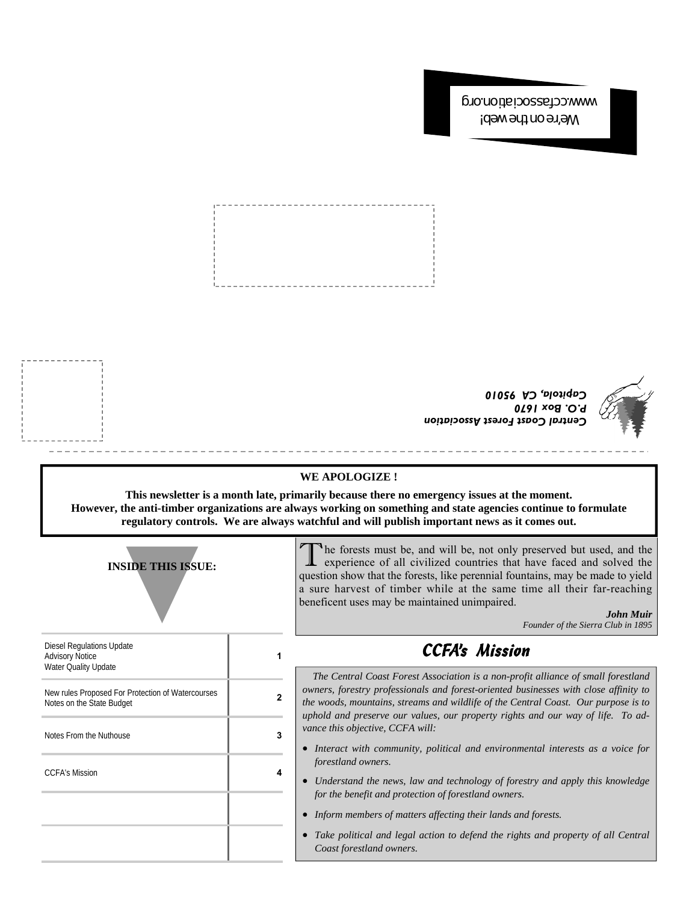We're on the web!
www.ccfassociation.org

Central Coast Forest Association
P.O. Box 1670
Capitola, CA 95010

**WE APOLOGIZE !**

**This newsletter is a month late, primarily because there no emergency issues at the moment. However, the anti-timber organizations are always working on something and state agencies continue to formulate regulatory controls. We are always watchful and will publish important news as it comes out.**

**INSIDE THIS ISSUE:**

| | |
|---|---|
| Diesel Regulations Update<br>Advisory Notice<br>Water Quality Update | 1 |
| New rules Proposed For Protection of Watercourses<br>Notes on the State Budget | 2 |
| Notes From the Nuthouse | 3 |
| CCFA's Mission | 4 |

The forests must be, and will be, not only preserved but used, and the experience of all civilized countries that have faced and solved the question show that the forests, like perennial fountains, may be made to yield a sure harvest of timber while at the same time all their far-reaching beneficent uses may be maintained unimpaired.

***John Muir***
*Founder of the Sierra Club in 1895*

## CCFA's Mission

*The Central Coast Forest Association is a non-profit alliance of small forestland owners, forestry professionals and forest-oriented businesses with close affinity to the woods, mountains, streams and wildlife of the Central Coast. Our purpose is to uphold and preserve our values, our property rights and our way of life. To advance this objective, CCFA will:*

- *Interact with community, political and environmental interests as a voice for forestland owners.*
- *Understand the news, law and technology of forestry and apply this knowledge for the benefit and protection of forestland owners.*
- *Inform members of matters affecting their lands and forests.*
- *Take political and legal action to defend the rights and property of all Central Coast forestland owners.*